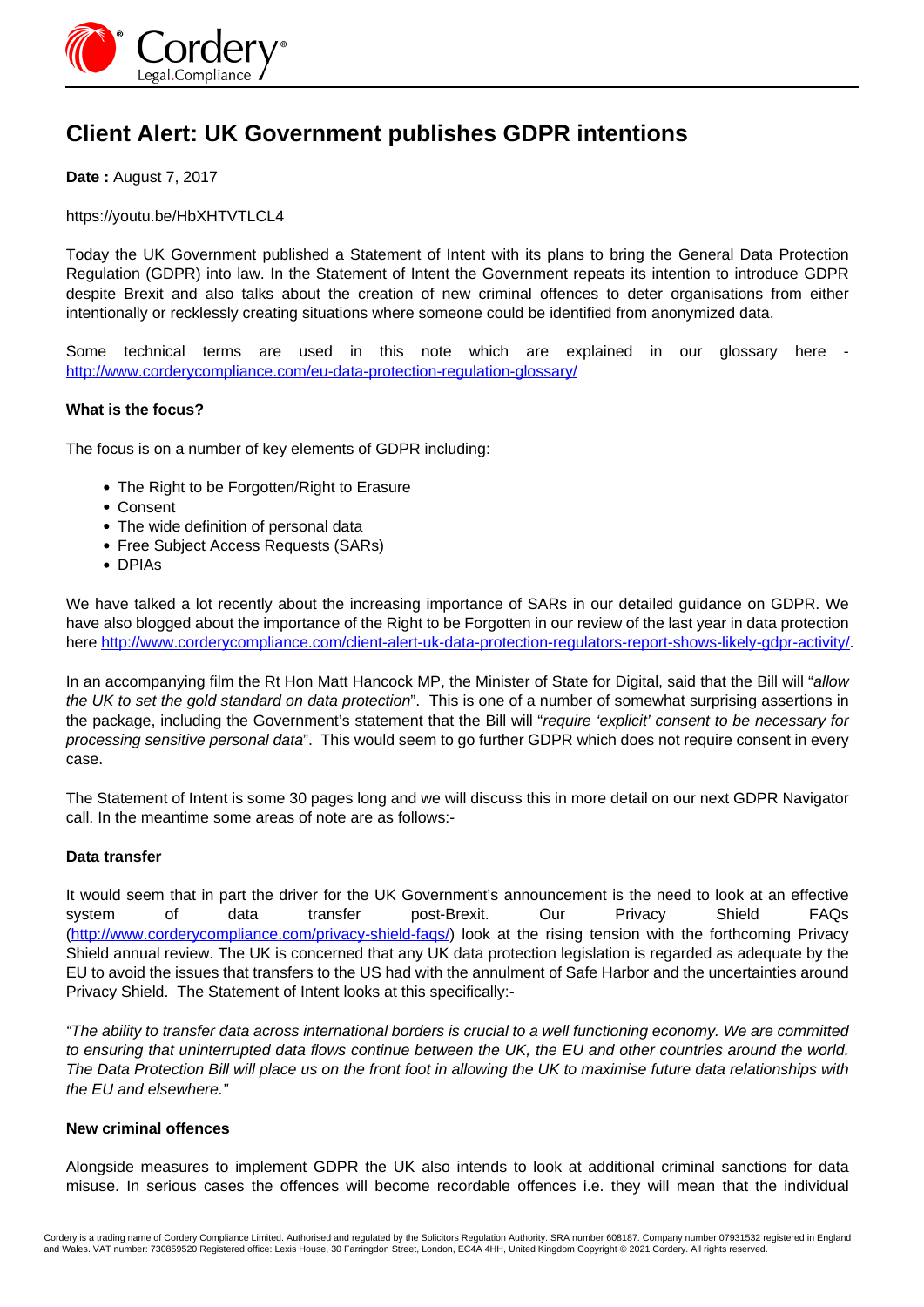# Client Alert: UK Government publishes GDPR intentions

**Date :** August 7, 2017

https://youtu.be/HbXHTVTLCL4

Today the UK Government published a Statement of Intent with its plans to bring the General Data Protection Regulation (GDPR) into law. In the Statement of Intent the Government repeats its intention to introduce GDPR despite Brexit and also talks about the creation of new criminal offences to deter organisations from either intentionally or recklessly creating situations where someone could be identified from anonymized data.

Some technical terms are used in this note which are explained in our glossary here - http://www.corderycompliance.com/eu-data-protection-regulation-glossary/

**What is the focus?**

The focus is on a number of key elements of GDPR including:

- The Right to be Forgotten/Right to Erasure
- Consent
- The wide definition of personal data
- Free Subject Access Requests (SARs)
- DPIAs

We have talked a lot recently about the increasing importance of SARs in our detailed guidance on GDPR. We have also blogged about the importance of the Right to be Forgotten in our review of the last year in data protection here http://www.corderycompliance.com/client-alert-uk-data-protection-regulators-report-shows-likely-gdpr-activity/.

In an accompanying film the Rt Hon Matt Hancock MP, the Minister of State for Digital, said that the Bill will "*allow the UK to set the gold standard on data protection*". This is one of a number of somewhat surprising assertions in the package, including the Government's statement that the Bill will "*require 'explicit' consent to be necessary for processing sensitive personal data*". This would seem to go further GDPR which does not require consent in every case.

The Statement of Intent is some 30 pages long and we will discuss this in more detail on our next GDPR Navigator call. In the meantime some areas of note are as follows:-

**Data transfer**

It would seem that in part the driver for the UK Government's announcement is the need to look at an effective system of data transfer post-Brexit. Our Privacy Shield FAQs (http://www.corderycompliance.com/privacy-shield-faqs/) look at the rising tension with the forthcoming Privacy Shield annual review. The UK is concerned that any UK data protection legislation is regarded as adequate by the EU to avoid the issues that transfers to the US had with the annulment of Safe Harbor and the uncertainties around Privacy Shield. The Statement of Intent looks at this specifically:-

*"The ability to transfer data across international borders is crucial to a well functioning economy. We are committed to ensuring that uninterrupted data flows continue between the UK, the EU and other countries around the world. The Data Protection Bill will place us on the front foot in allowing the UK to maximise future data relationships with the EU and elsewhere."*

**New criminal offences**

Alongside measures to implement GDPR the UK also intends to look at additional criminal sanctions for data misuse. In serious cases the offences will become recordable offences i.e. they will mean that the individual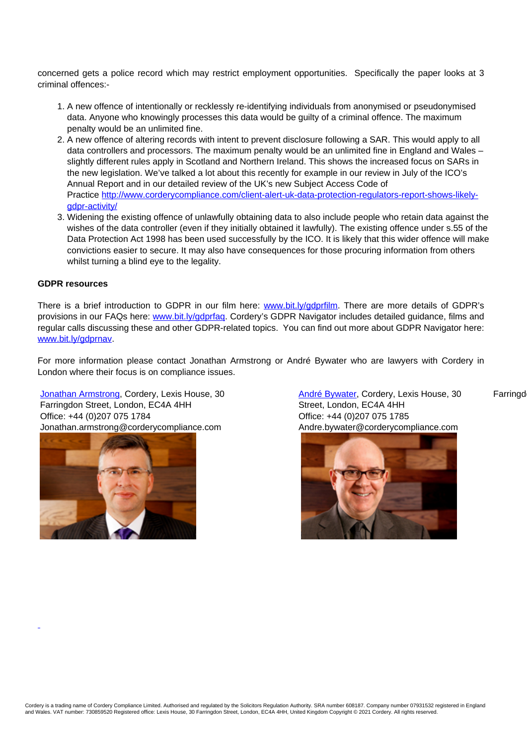concerned gets a police record which may restrict employment opportunities. Specifically the paper looks at 3 criminal offences:-

1. A new offence of intentionally or recklessly re-identifying individuals from anonymised or pseudonymised data. Anyone who knowingly processes this data would be guilty of a criminal offence. The maximum penalty would be an unlimited fine.
2. A new offence of altering records with intent to prevent disclosure following a SAR. This would apply to all data controllers and processors. The maximum penalty would be an unlimited fine in England and Wales – slightly different rules apply in Scotland and Northern Ireland. This shows the increased focus on SARs in the new legislation. We've talked a lot about this recently for example in our review in July of the ICO's Annual Report and in our detailed review of the UK's new Subject Access Code of Practice http://www.corderycompliance.com/client-alert-uk-data-protection-regulators-report-shows-likely-gdpr-activity/
3. Widening the existing offence of unlawfully obtaining data to also include people who retain data against the wishes of the data controller (even if they initially obtained it lawfully). The existing offence under s.55 of the Data Protection Act 1998 has been used successfully by the ICO. It is likely that this wider offence will make convictions easier to secure. It may also have consequences for those procuring information from others whilst turning a blind eye to the legality.

**GDPR resources**

There is a brief introduction to GDPR in our film here: www.bit.ly/gdprfilm. There are more details of GDPR's provisions in our FAQs here: www.bit.ly/gdprfaq. Cordery's GDPR Navigator includes detailed guidance, films and regular calls discussing these and other GDPR-related topics. You can find out more about GDPR Navigator here: www.bit.ly/gdprnav.

For more information please contact Jonathan Armstrong or André Bywater who are lawyers with Cordery in London where their focus is on compliance issues.

Jonathan Armstrong, Cordery, Lexis House, 30 Farringdon Street, London, EC4A 4HH
Office: +44 (0)207 075 1784
Jonathan.armstrong@corderycompliance.com

André Bywater, Cordery, Lexis House, 30 Farringdon Street, London, EC4A 4HH
Office: +44 (0)207 075 1785
Andre.bywater@corderycompliance.com

Cordery is a trading name of Cordery Compliance Limited. Authorised and regulated by the Solicitors Regulation Authority. SRA number 608187. Company number 07931532 registered in England and Wales. VAT number: 730859520 Registered office: Lexis House, 30 Farringdon Street, London, EC4A 4HH, United Kingdom Copyright © 2021 Cordery. All rights reserved.